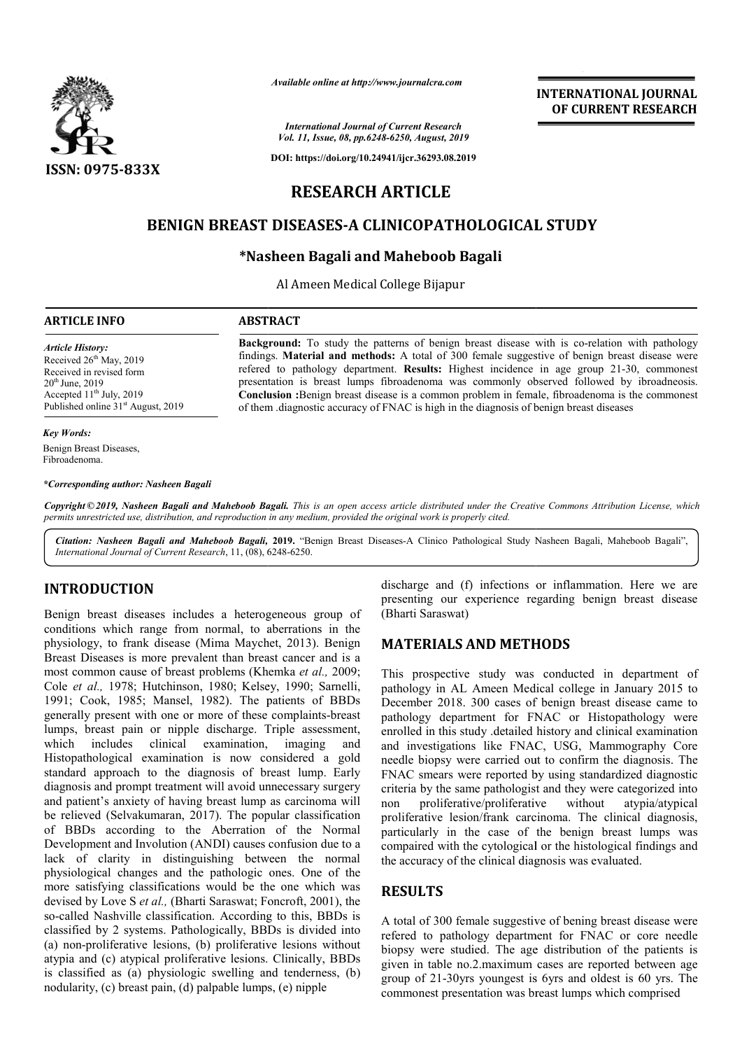# RESEARCH ARTICLE

# BENIGN BREAST DISEASES-A CLINICOPATHOLOGICAL STUDY

**\*Nasheen Bagali and Maheboob Bagali**

Al Ameen Medical College Bijapur

**ARTICLE INFO**

*Article History:*
Received 26th May, 2019
Received in revised form 20th June, 2019
Accepted 11th July, 2019
Published online 31st August, 2019

*Key Words:*
Benign Breast Diseases, Fibroadenoma.

***Corresponding author: Nasheen Bagali**

**ABSTRACT**

**Background:** To study the patterns of benign breast disease with is co-relation with pathology findings. **Material and methods:** A total of 300 female suggestive of benign breast disease were refered to pathology department. **Results:** Highest incidence in age group 21-30, commonest presentation is breast lumps fibroadenoma was commonly observed followed by ibroadneosis. **Conclusion :**Benign breast disease is a common problem in female, fibroadenoma is the commonest of them .diagnostic accuracy of FNAC is high in the diagnosis of benign breast diseases

*Copyright © 2019, Nasheen Bagali and Maheboob Bagali. This is an open access article distributed under the Creative Commons Attribution License, which permits unrestricted use, distribution, and reproduction in any medium, provided the original work is properly cited.*

*Citation: Nasheen Bagali and Maheboob Bagali,* **2019.** "Benign Breast Diseases-A Clinico Pathological Study Nasheen Bagali, Maheboob Bagali", *International Journal of Current Research*, 11, (08), 6248-6250.

## INTRODUCTION

Benign breast diseases includes a heterogeneous group of conditions which range from normal, to aberrations in the physiology, to frank disease (Mima Maychet, 2013). Benign Breast Diseases is more prevalent than breast cancer and is a most common cause of breast problems (Khemka *et al.,* 2009; Cole *et al.,* 1978; Hutchinson, 1980; Kelsey, 1990; Sarnelli, 1991; Cook, 1985; Mansel, 1982). The patients of BBDs generally present with one or more of these complaints-breast lumps, breast pain or nipple discharge. Triple assessment, which includes clinical examination, imaging and Histopathological examination is now considered a gold standard approach to the diagnosis of breast lump. Early diagnosis and prompt treatment will avoid unnecessary surgery and patient's anxiety of having breast lump as carcinoma will be relieved (Selvakumaran, 2017). The popular classification of BBDs according to the Aberration of the Normal Development and Involution (ANDI) causes confusion due to a lack of clarity in distinguishing between the normal physiological changes and the pathologic ones. One of the more satisfying classifications would be the one which was devised by Love S *et al.,* (Bharti Saraswat; Foncroft, 2001), the so-called Nashville classification. According to this, BBDs is classified by 2 systems. Pathologically, BBDs is divided into (a) non-proliferative lesions, (b) proliferative lesions without atypia and (c) atypical proliferative lesions. Clinically, BBDs is classified as (a) physiologic swelling and tenderness, (b) nodularity, (c) breast pain, (d) palpable lumps, (e) nipple discharge and (f) infections or inflammation. Here we are presenting our experience regarding benign breast disease (Bharti Saraswat)

## MATERIALS AND METHODS

This prospective study was conducted in department of pathology in AL Ameen Medical college in January 2015 to December 2018. 300 cases of benign breast disease came to pathology department for FNAC or Histopathology were enrolled in this study .detailed history and clinical examination and investigations like FNAC, USG, Mammography Core needle biopsy were carried out to confirm the diagnosis. The FNAC smears were reported by using standardized diagnostic criteria by the same pathologist and they were categorized into non proliferative/proliferative without atypia/atypical proliferative lesion/frank carcinoma. The clinical diagnosis, particularly in the case of the benign breast lumps was compaired with the cytological or the histological findings and the accuracy of the clinical diagnosis was evaluated.

## RESULTS

A total of 300 female suggestive of bening breast disease were refered to pathology department for FNAC or core needle biopsy were studied. The age distribution of the patients is given in table no.2.maximum cases are reported between age group of 21-30yrs youngest is 6yrs and oldest is 60 yrs. The commonest presentation was breast lumps which comprised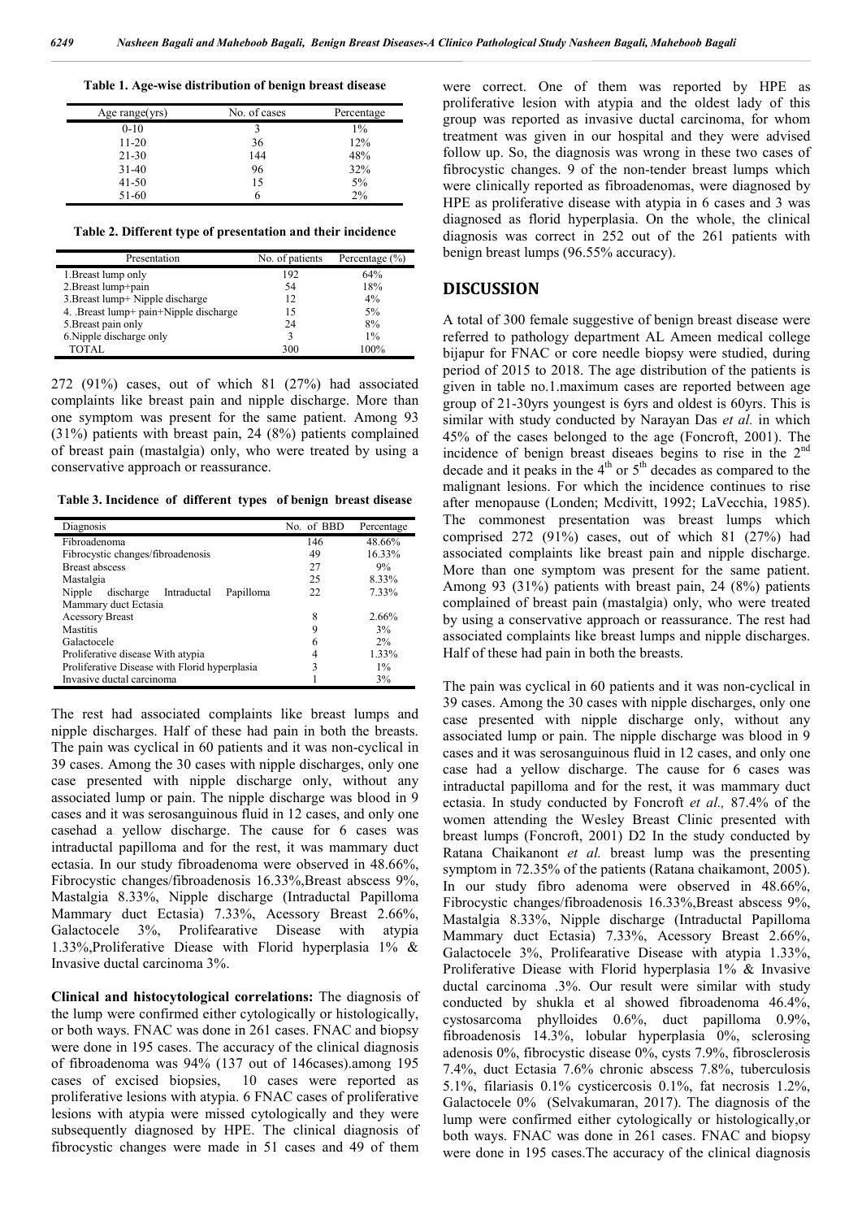**Table 1. Age-wise distribution of benign breast disease**

| Age range(yrs) | No. of cases | Percentage |
|---|---|---|
| 0-10 | 3 | 1% |
| 11-20 | 36 | 12% |
| 21-30 | 144 | 48% |
| 31-40 | 96 | 32% |
| 41-50 | 15 | 5% |
| 51-60 | 6 | 2% |

**Table 2. Different type of presentation and their incidence**

| Presentation | No. of patients | Percentage (%) |
|---|---|---|
| 1.Breast lump only | 192 | 64% |
| 2.Breast lump+pain | 54 | 18% |
| 3.Breast lump+ Nipple discharge | 12 | 4% |
| 4. .Breast lump+ pain+Nipple discharge | 15 | 5% |
| 5.Breast pain only | 24 | 8% |
| 6.Nipple discharge only | 3 | 1% |
| TOTAL | 300 | 100% |

272 (91%) cases, out of which 81 (27%) had associated complaints like breast pain and nipple discharge. More than one symptom was present for the same patient. Among 93 (31%) patients with breast pain, 24 (8%) patients complained of breast pain (mastalgia) only, who were treated by using a conservative approach or reassurance.

**Table 3. Incidence of different types of benign breast disease**

| Diagnosis | No. of BBD | Percentage |
|---|---|---|
| Fibroadenoma | 146 | 48.66% |
| Fibrocystic changes/fibroadenosis | 49 | 16.33% |
| Breast abscess | 27 | 9% |
| Mastalgia | 25 | 8.33% |
| Nipple discharge Intraductal Papilloma Mammary duct Ectasia | 22 | 7.33% |
| Acessory Breast | 8 | 2.66% |
| Mastitis | 9 | 3% |
| Galactocele | 6 | 2% |
| Proliferative disease With atypia | 4 | 1.33% |
| Proliferative Disease with Florid hyperplasia | 3 | 1% |
| Invasive ductal carcinoma | 1 | 3% |

The rest had associated complaints like breast lumps and nipple discharges. Half of these had pain in both the breasts. The pain was cyclical in 60 patients and it was non-cyclical in 39 cases. Among the 30 cases with nipple discharges, only one case presented with nipple discharge only, without any associated lump or pain. The nipple discharge was blood in 9 cases and it was serosanguinous fluid in 12 cases, and only one casehad a yellow discharge. The cause for 6 cases was intraductal papilloma and for the rest, it was mammary duct ectasia. In our study fibroadenoma were observed in 48.66%, Fibrocystic changes/fibroadenosis 16.33%,Breast abscess 9%, Mastalgia 8.33%, Nipple discharge (Intraductal Papilloma Mammary duct Ectasia) 7.33%, Acessory Breast 2.66%, Galactocele 3%, Prolifearative Disease with atypia 1.33%,Proliferative Diease with Florid hyperplasia 1% & Invasive ductal carcinoma 3%.

**Clinical and histocytological correlations:** The diagnosis of the lump were confirmed either cytologically or histologically, or both ways. FNAC was done in 261 cases. FNAC and biopsy were done in 195 cases. The accuracy of the clinical diagnosis of fibroadenoma was 94% (137 out of 146cases).among 195 cases of excised biopsies, 10 cases were reported as proliferative lesions with atypia. 6 FNAC cases of proliferative lesions with atypia were missed cytologically and they were subsequently diagnosed by HPE. The clinical diagnosis of fibrocystic changes were made in 51 cases and 49 of them were correct. One of them was reported by HPE as proliferative lesion with atypia and the oldest lady of this group was reported as invasive ductal carcinoma, for whom treatment was given in our hospital and they were advised follow up. So, the diagnosis was wrong in these two cases of fibrocystic changes. 9 of the non-tender breast lumps which were clinically reported as fibroadenomas, were diagnosed by HPE as proliferative disease with atypia in 6 cases and 3 was diagnosed as florid hyperplasia. On the whole, the clinical diagnosis was correct in 252 out of the 261 patients with benign breast lumps (96.55% accuracy).

## DISCUSSION

A total of 300 female suggestive of benign breast disease were referred to pathology department AL Ameen medical college bijapur for FNAC or core needle biopsy were studied, during period of 2015 to 2018. The age distribution of the patients is given in table no.1.maximum cases are reported between age group of 21-30yrs youngest is 6yrs and oldest is 60yrs. This is similar with study conducted by Narayan Das *et al.* in which 45% of the cases belonged to the age (Foncroft, 2001). The incidence of benign breast diseaes begins to rise in the 2[nd] decade and it peaks in the 4[th] or 5[th] decades as compared to the malignant lesions. For which the incidence continues to rise after menopause (Londen; Mcdivitt, 1992; LaVecchia, 1985). The commonest presentation was breast lumps which comprised 272 (91%) cases, out of which 81 (27%) had associated complaints like breast pain and nipple discharge. More than one symptom was present for the same patient. Among 93 (31%) patients with breast pain, 24 (8%) patients complained of breast pain (mastalgia) only, who were treated by using a conservative approach or reassurance. The rest had associated complaints like breast lumps and nipple discharges. Half of these had pain in both the breasts.

The pain was cyclical in 60 patients and it was non-cyclical in 39 cases. Among the 30 cases with nipple discharges, only one case presented with nipple discharge only, without any associated lump or pain. The nipple discharge was blood in 9 cases and it was serosanguinous fluid in 12 cases, and only one case had a yellow discharge. The cause for 6 cases was intraductal papilloma and for the rest, it was mammary duct ectasia. In study conducted by Foncroft *et al.,* 87.4% of the women attending the Wesley Breast Clinic presented with breast lumps (Foncroft, 2001) D2 In the study conducted by Ratana Chaikanont *et al.* breast lump was the presenting symptom in 72.35% of the patients (Ratana chaikamont, 2005). In our study fibro adenoma were observed in 48.66%, Fibrocystic changes/fibroadenosis 16.33%,Breast abscess 9%, Mastalgia 8.33%, Nipple discharge (Intraductal Papilloma Mammary duct Ectasia) 7.33%, Acessory Breast 2.66%, Galactocele 3%, Prolifearative Disease with atypia 1.33%, Proliferative Diease with Florid hyperplasia 1% & Invasive ductal carcinoma .3%. Our result were similar with study conducted by shukla et al showed fibroadenoma 46.4%, cystosarcoma phylloides 0.6%, duct papilloma 0.9%, fibroadenosis 14.3%, lobular hyperplasia 0%, sclerosing adenosis 0%, fibrocystic disease 0%, cysts 7.9%, fibrosclerosis 7.4%, duct Ectasia 7.6% chronic abscess 7.8%, tuberculosis 5.1%, filariasis 0.1% cysticercosis 0.1%, fat necrosis 1.2%, Galactocele 0% (Selvakumaran, 2017). The diagnosis of the lump were confirmed either cytologically or histologically,or both ways. FNAC was done in 261 cases. FNAC and biopsy were done in 195 cases.The accuracy of the clinical diagnosis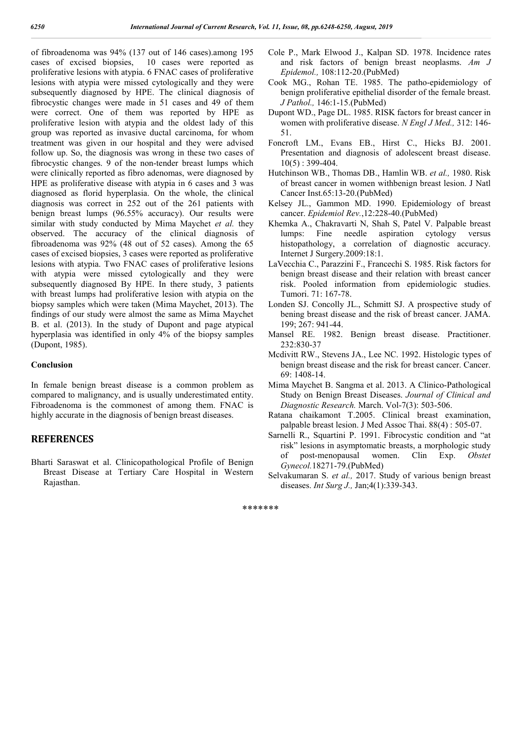of fibroadenoma was 94% (137 out of 146 cases).among 195 cases of excised biopsies, 10 cases were reported as proliferative lesions with atypia. 6 FNAC cases of proliferative lesions with atypia were missed cytologically and they were subsequently diagnosed by HPE. The clinical diagnosis of fibrocystic changes were made in 51 cases and 49 of them were correct. One of them was reported by HPE as proliferative lesion with atypia and the oldest lady of this group was reported as invasive ductal carcinoma, for whom treatment was given in our hospital and they were advised follow up. So, the diagnosis was wrong in these two cases of fibrocystic changes. 9 of the non-tender breast lumps which were clinically reported as fibro adenomas, were diagnosed by HPE as proliferative disease with atypia in 6 cases and 3 was diagnosed as florid hyperplasia. On the whole, the clinical diagnosis was correct in 252 out of the 261 patients with benign breast lumps (96.55% accuracy). Our results were similar with study conducted by Mima Maychet *et al.* they observed. The accuracy of the clinical diagnosis of fibroadenoma was 92% (48 out of 52 cases). Among the 65 cases of excised biopsies, 3 cases were reported as proliferative lesions with atypia. Two FNAC cases of proliferative lesions with atypia were missed cytologically and they were subsequently diagnosed By HPE. In there study, 3 patients with breast lumps had proliferative lesion with atypia on the biopsy samples which were taken (Mima Maychet, 2013). The findings of our study were almost the same as Mima Maychet B. et al. (2013). In the study of Dupont and page atypical hyperplasia was identified in only 4% of the biopsy samples (Dupont, 1985).

### Conclusion

In female benign breast disease is a common problem as compared to malignancy, and is usually underestimated entity. Fibroadenoma is the commonest of among them. FNAC is highly accurate in the diagnosis of benign breast diseases.

## REFERENCES

Bharti Saraswat et al. Clinicopathological Profile of Benign Breast Disease at Tertiary Care Hospital in Western Rajasthan.

Cole P., Mark Elwood J., Kalpan SD. 1978. Incidence rates and risk factors of benign breast neoplasms. *Am J Epidemol.,* 108:112-20.(PubMed)

Cook MG., Rohan TE. 1985. The patho-epidemiology of benign proliferative epithelial disorder of the female breast. *J Pathol.,* 146:1-15.(PubMed)

Dupont WD., Page DL. 1985. RISK factors for breast cancer in women with proliferative disease. *N Engl J Med.,* 312: 146-51.

Foncroft LM., Evans EB., Hirst C., Hicks BJ. 2001. Presentation and diagnosis of adolescent breast disease. 10(5) : 399-404.

Hutchinson WB., Thomas DB., Hamlin WB. *et al.,* 1980. Risk of breast cancer in women withbenign breast lesion. J Natl Cancer Inst.65:13-20.(PubMed)

Kelsey JL., Gammon MD. 1990. Epidemiology of breast cancer. *Epidemiol Rev.*,12:228-40.(PubMed)

Khemka A., Chakravarti N, Shah S, Patel V. Palpable breast lumps: Fine needle aspiration cytology versus histopathology, a correlation of diagnostic accuracy. Internet J Surgery.2009:18:1.

LaVecchia C., Parazzini F., Francechi S. 1985. Risk factors for benign breast disease and their relation with breast cancer risk. Pooled information from epidemiologic studies. Tumori. 71: 167-78.

Londen SJ. Concolly JL., Schmitt SJ. A prospective study of bening breast disease and the risk of breast cancer. JAMA. 199; 267: 941-44.

Mansel RE. 1982. Benign breast disease. Practitioner. 232:830-37

Mcdivitt RW., Stevens JA., Lee NC. 1992. Histologic types of benign breast disease and the risk for breast cancer. Cancer. 69: 1408-14.

Mima Maychet B. Sangma et al. 2013. A Clinico-Pathological Study on Benign Breast Diseases. *Journal of Clinical and Diagnostic Research.* March. Vol-7(3): 503-506.

Ratana chaikamont T.2005. Clinical breast examination, palpable breast lesion. J Med Assoc Thai. 88(4) : 505-07.

Sarnelli R., Squartini P. 1991. Fibrocystic condition and "at risk" lesions in asymptomatic breasts, a morphologic study of post-menopausal women. Clin Exp. *Obstet Gynecol.*18271-79.(PubMed)

Selvakumaran S. *et al.,* 2017. Study of various benign breast diseases. *Int Surg J.,* Jan;4(1):339-343.

*******